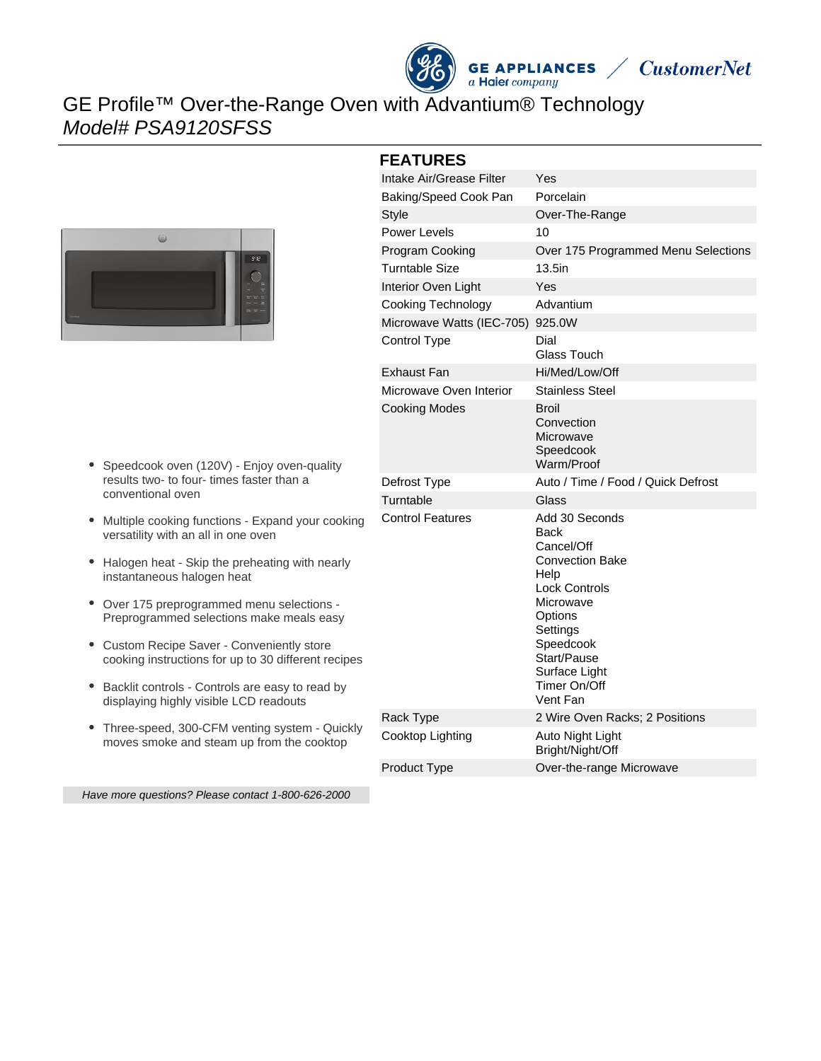# GE Profile™ Over-the-Range Oven with Advantium® Technology

*Model# PSA9120SFSS*

- Speedcook oven (120V) - Enjoy oven-quality results two- to four- times faster than a conventional oven
- Multiple cooking functions - Expand your cooking versatility with an all in one oven
- Halogen heat - Skip the preheating with nearly instantaneous halogen heat
- Over 175 preprogrammed menu selections - Preprogrammed selections make meals easy
- Custom Recipe Saver - Conveniently store cooking instructions for up to 30 different recipes
- Backlit controls - Controls are easy to read by displaying highly visible LCD readouts
- Three-speed, 300-CFM venting system - Quickly moves smoke and steam up from the cooktop

*Have more questions? Please contact 1-800-626-2000*

## FEATURES

| | |
|---|---|
| Intake Air/Grease Filter | Yes |
| Baking/Speed Cook Pan | Porcelain |
| Style | Over-The-Range |
| Power Levels | 10 |
| Program Cooking | Over 175 Programmed Menu Selections |
| Turntable Size | 13.5in |
| Interior Oven Light | Yes |
| Cooking Technology | Advantium |
| Microwave Watts (IEC-705) | 925.0W |
| Control Type | Dial<br>Glass Touch |
| Exhaust Fan | Hi/Med/Low/Off |
| Microwave Oven Interior | Stainless Steel |
| Cooking Modes | Broil<br>Convection<br>Microwave<br>Speedcook<br>Warm/Proof |
| Defrost Type | Auto / Time / Food / Quick Defrost |
| Turntable | Glass |
| Control Features | Add 30 Seconds<br>Back<br>Cancel/Off<br>Convection Bake<br>Help<br>Lock Controls<br>Microwave<br>Options<br>Settings<br>Speedcook<br>Start/Pause<br>Surface Light<br>Timer On/Off<br>Vent Fan |
| Rack Type | 2 Wire Oven Racks; 2 Positions |
| Cooktop Lighting | Auto Night Light<br>Bright/Night/Off |
| Product Type | Over-the-range Microwave |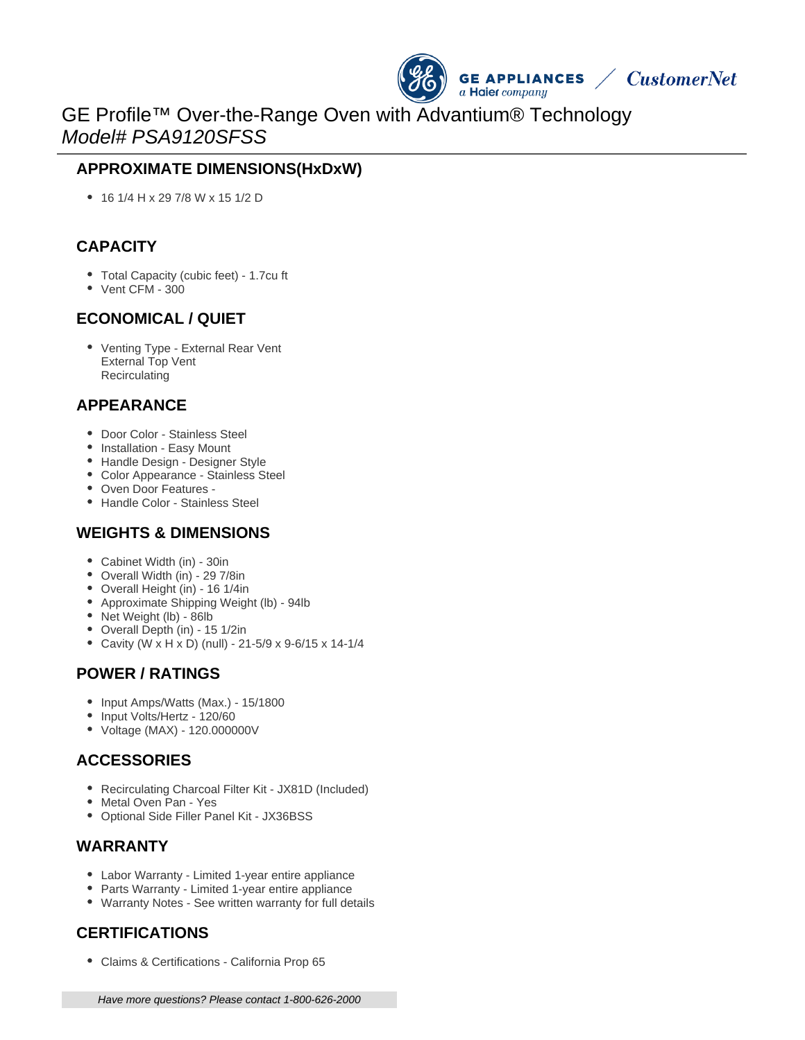# GE Profile™ Over-the-Range Oven with Advantium® Technology

*Model# PSA9120SFSS*

## APPROXIMATE DIMENSIONS(HxDxW)

- 16 1/4 H x 29 7/8 W x 15 1/2 D

## CAPACITY

- Total Capacity (cubic feet) - 1.7cu ft
- Vent CFM - 300

## ECONOMICAL / QUIET

- Venting Type - External Rear Vent
  External Top Vent
  Recirculating

## APPEARANCE

- Door Color - Stainless Steel
- Installation - Easy Mount
- Handle Design - Designer Style
- Color Appearance - Stainless Steel
- Oven Door Features -
- Handle Color - Stainless Steel

## WEIGHTS & DIMENSIONS

- Cabinet Width (in) - 30in
- Overall Width (in) - 29 7/8in
- Overall Height (in) - 16 1/4in
- Approximate Shipping Weight (lb) - 94lb
- Net Weight (lb) - 86lb
- Overall Depth (in) - 15 1/2in
- Cavity (W x H x D) (null) - 21-5/9 x 9-6/15 x 14-1/4

## POWER / RATINGS

- Input Amps/Watts (Max.) - 15/1800
- Input Volts/Hertz - 120/60
- Voltage (MAX) - 120.000000V

## ACCESSORIES

- Recirculating Charcoal Filter Kit - JX81D (Included)
- Metal Oven Pan - Yes
- Optional Side Filler Panel Kit - JX36BSS

## WARRANTY

- Labor Warranty - Limited 1-year entire appliance
- Parts Warranty - Limited 1-year entire appliance
- Warranty Notes - See written warranty for full details

## CERTIFICATIONS

- Claims & Certifications - California Prop 65

*Have more questions? Please contact 1-800-626-2000*